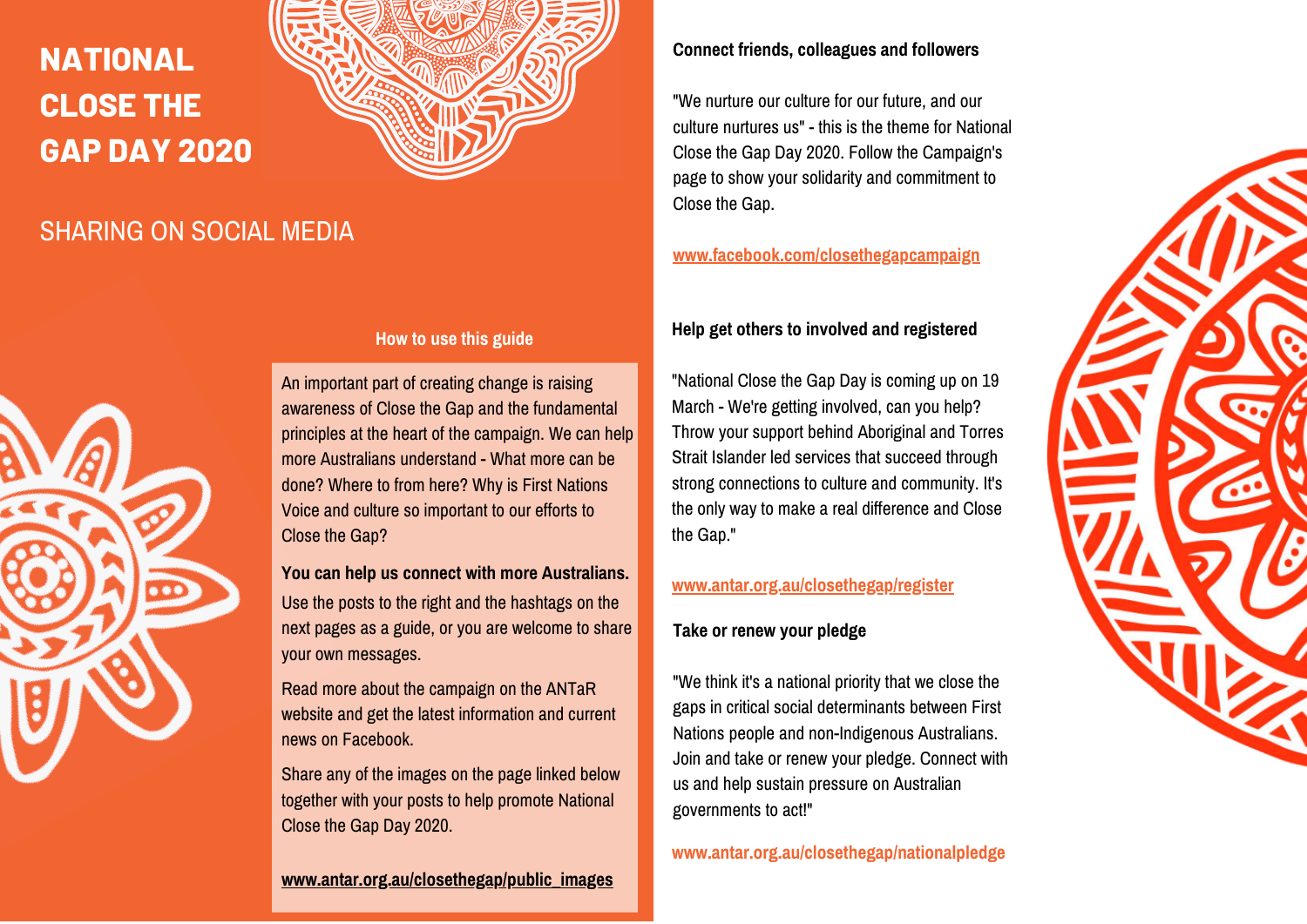# NATIONAL CLOSE THE GAP DAY 2020

## SHARING ON SOCIAL MEDIA

### How to use this guide

An important part of creating change is raising awareness of Close the Gap and the fundamental principles at the heart of the campaign. We can help more Australians understand - What more can be done? Where to from here? Why is First Nations Voice and culture so important to our efforts to Close the Gap?

**You can help us connect with more Australians.** Use the posts to the right and the hashtags on the next pages as a guide, or you are welcome to share your own messages.

Read more about the campaign on the ANTaR website and get the latest information and current news on Facebook.

Share any of the images on the page linked below together with your posts to help promote National Close the Gap Day 2020.

**www.antar.org.au/closethegap/public_images**

### Connect friends, colleagues and followers

"We nurture our culture for our future, and our culture nurtures us" - this is the theme for National Close the Gap Day 2020. Follow the Campaign's page to show your solidarity and commitment to Close the Gap.

**www.facebook.com/closethegapcampaign**

### Help get others to involved and registered

"National Close the Gap Day is coming up on 19 March - We're getting involved, can you help? Throw your support behind Aboriginal and Torres Strait Islander led services that succeed through strong connections to culture and community. It's the only way to make a real difference and Close the Gap."

**www.antar.org.au/closethegap/register**

### Take or renew your pledge

"We think it's a national priority that we close the gaps in critical social determinants between First Nations people and non-Indigenous Australians. Join and take or renew your pledge. Connect with us and help sustain pressure on Australian governments to act!"

**www.antar.org.au/closethegap/nationalpledge**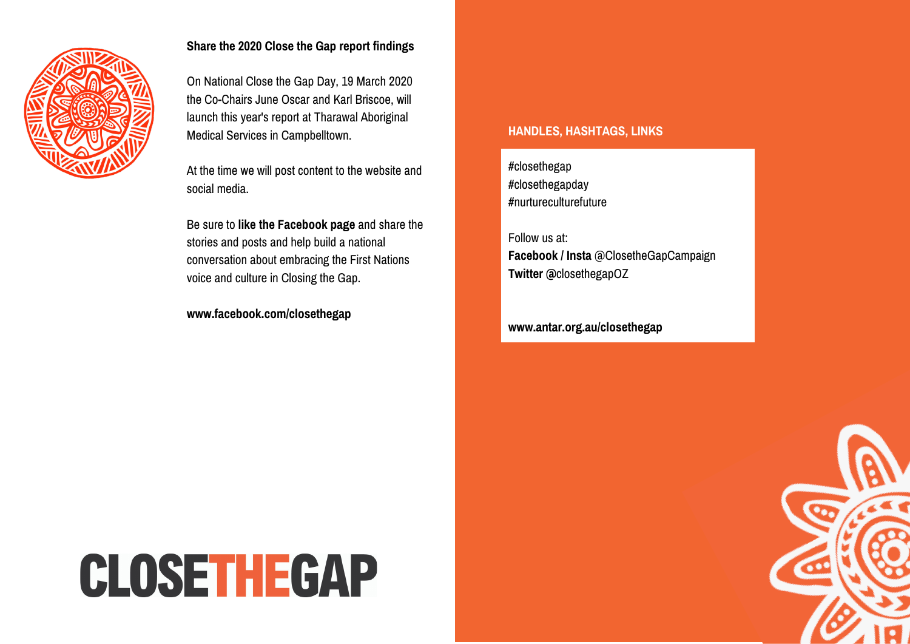### Share the 2020 Close the Gap report findings

On National Close the Gap Day, 19 March 2020 the Co-Chairs June Oscar and Karl Briscoe, will launch this year's report at Tharawal Aboriginal Medical Services in Campbelltown.

At the time we will post content to the website and social media.

Be sure to **like the Facebook page** and share the stories and posts and help build a national conversation about embracing the First Nations voice and culture in Closing the Gap.

**www.facebook.com/closethegap**

# CLOSETHEGAP

### HANDLES, HASHTAGS, LINKS

#closethegap
#closethegapday
#nurtureculturefuture

Follow us at:
**Facebook / Insta** @ClosetheGapCampaign
**Twitter @**closethegapOZ

**www.antar.org.au/closethegap**